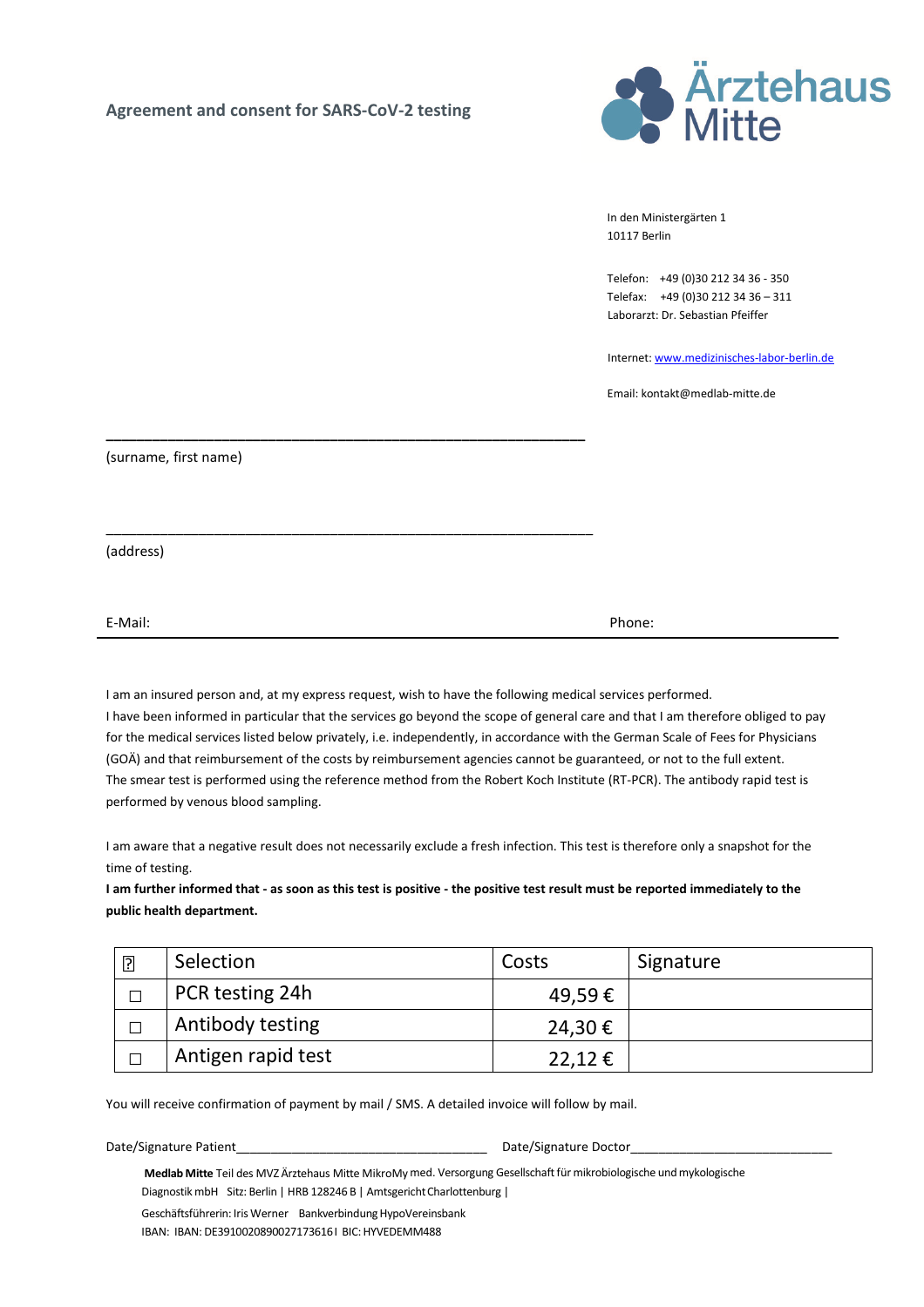## Agreement and consent for SARS-CoV-2 testing

**Ärztehaus Mitte**

In den Ministergärten 1
10117 Berlin

Telefon: +49 (0)30 212 34 36 - 350
Telefax: +49 (0)30 212 34 36 – 311
Laborarzt: Dr. Sebastian Pfeiffer

Internet: www.medizinisches-labor-berlin.de

Email: kontakt@medlab-mitte.de

\_\_\_\_\_\_\_\_\_\_\_\_\_\_\_\_\_\_\_\_\_\_\_\_\_\_\_\_\_\_\_\_\_\_\_\_\_\_\_\_\_\_\_\_\_\_\_\_\_\_\_\_\_\_\_\_\_\_\_\_
(surname, first name)

\_\_\_\_\_\_\_\_\_\_\_\_\_\_\_\_\_\_\_\_\_\_\_\_\_\_\_\_\_\_\_\_\_\_\_\_\_\_\_\_\_\_\_\_\_\_\_\_\_\_\_\_\_\_\_\_\_\_\_\_
(address)

E-Mail: Phone:

I am an insured person and, at my express request, wish to have the following medical services performed.
I have been informed in particular that the services go beyond the scope of general care and that I am therefore obliged to pay for the medical services listed below privately, i.e. independently, in accordance with the German Scale of Fees for Physicians (GOÄ) and that reimbursement of the costs by reimbursement agencies cannot be guaranteed, or not to the full extent.
The smear test is performed using the reference method from the Robert Koch Institute (RT-PCR). The antibody rapid test is performed by venous blood sampling.

I am aware that a negative result does not necessarily exclude a fresh infection. This test is therefore only a snapshot for the time of testing.
**I am further informed that - as soon as this test is positive - the positive test result must be reported immediately to the public health department.**

| ☐ | Selection | Costs | Signature |
|---|---|---|---|
| ☐ | PCR testing 24h | 49,59 € | |
| ☐ | Antibody testing | 24,30 € | |
| ☐ | Antigen rapid test | 22,12 € | |

You will receive confirmation of payment by mail / SMS. A detailed invoice will follow by mail.

Date/Signature Patient\_\_\_\_\_\_\_\_\_\_\_\_\_\_\_\_\_\_\_\_\_\_\_\_\_\_\_\_\_\_\_\_\_\_ Date/Signature Doctor\_\_\_\_\_\_\_\_\_\_\_\_\_\_\_\_\_\_\_\_\_\_\_\_\_\_\_\_

**Medlab Mitte** Teil des MVZ Ärztehaus Mitte MikroMy med. Versorgung Gesellschaft für mikrobiologische und mykologische Diagnostik mbH Sitz: Berlin | HRB 128246 B | Amtsgericht Charlottenburg |
Geschäftsführerin: Iris Werner Bankverbindung HypoVereinsbank
IBAN: IBAN: DE39100208900271736161 BIC: HYVEDEMM488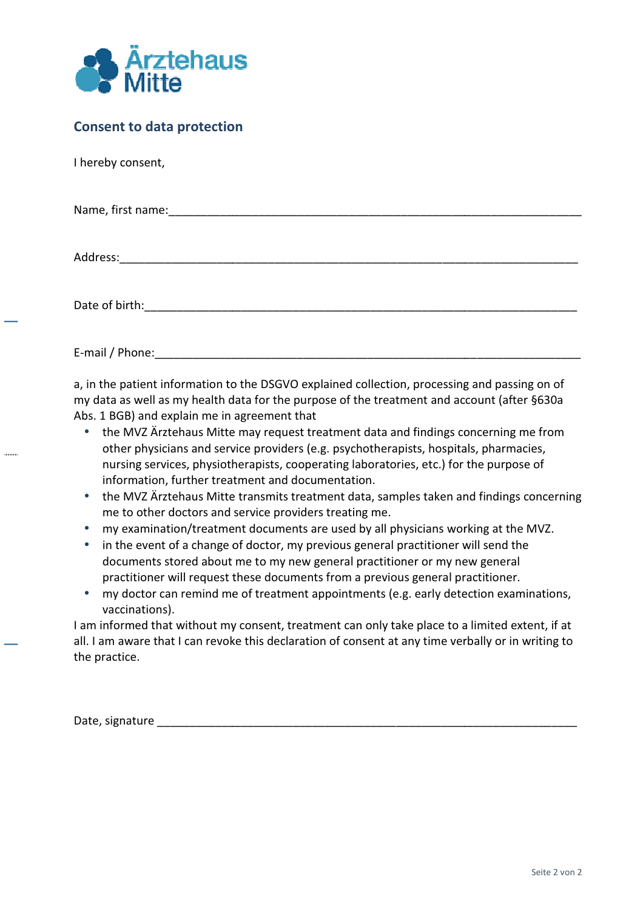Ärztehaus Mitte

## Consent to data protection

I hereby consent,

Name, first name:___________________________________________________________________

Address:___________________________________________________________________________

Date of birth:_______________________________________________________________________

E-mail / Phone:______________________________________________________________________

a, in the patient information to the DSGVO explained collection, processing and passing on of my data as well as my health data for the purpose of the treatment and account (after §630a Abs. 1 BGB) and explain me in agreement that

- the MVZ Ärztehaus Mitte may request treatment data and findings concerning me from other physicians and service providers (e.g. psychotherapists, hospitals, pharmacies, nursing services, physiotherapists, cooperating laboratories, etc.) for the purpose of information, further treatment and documentation.
- the MVZ Ärztehaus Mitte transmits treatment data, samples taken and findings concerning me to other doctors and service providers treating me.
- my examination/treatment documents are used by all physicians working at the MVZ.
- in the event of a change of doctor, my previous general practitioner will send the documents stored about me to my new general practitioner or my new general practitioner will request these documents from a previous general practitioner.
- my doctor can remind me of treatment appointments (e.g. early detection examinations, vaccinations).

I am informed that without my consent, treatment can only take place to a limited extent, if at all. I am aware that I can revoke this declaration of consent at any time verbally or in writing to the practice.

Date, signature ____________________________________________________________________